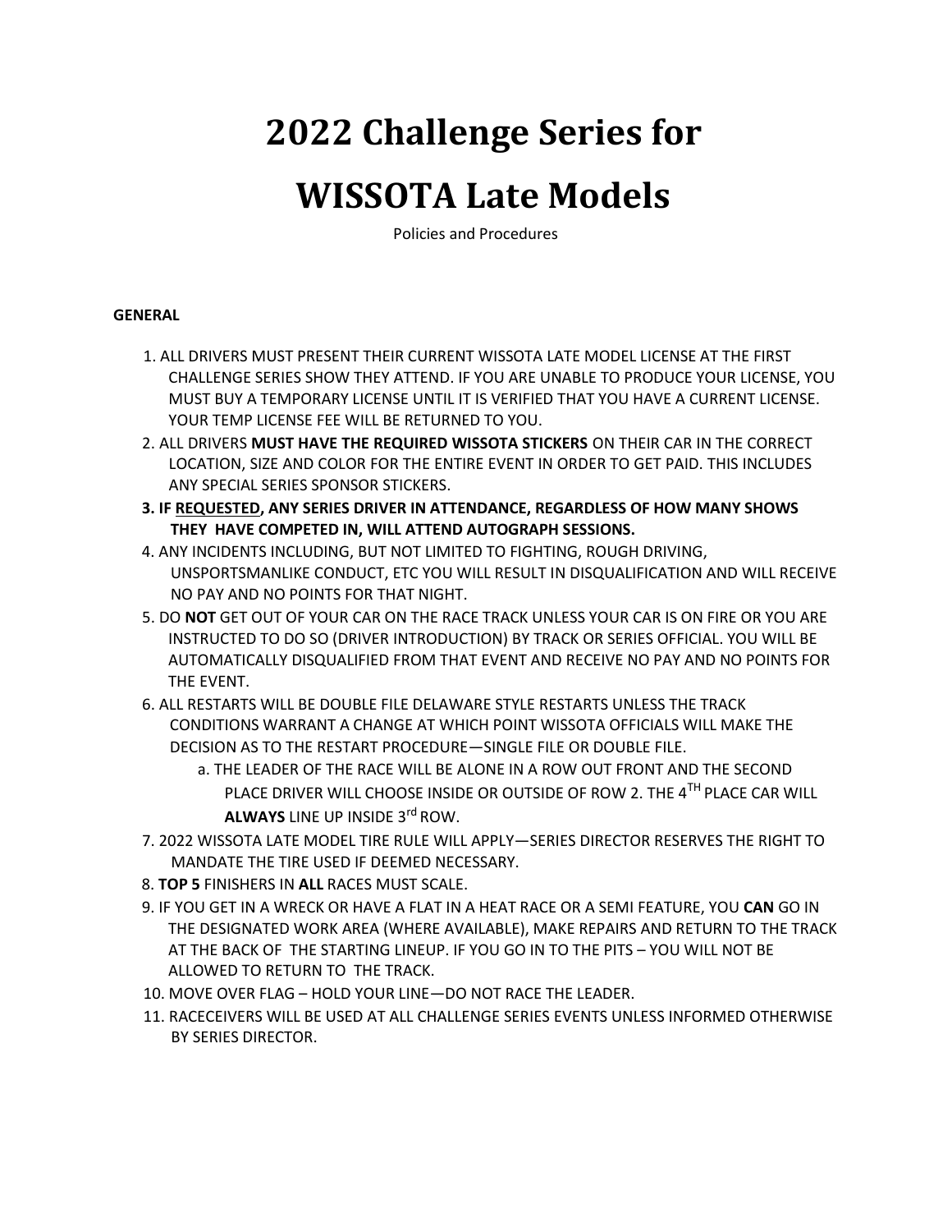# 2022 Challenge Series for

# WISSOTA Late Models

Policies and Procedures

**GENERAL**

1. ALL DRIVERS MUST PRESENT THEIR CURRENT WISSOTA LATE MODEL LICENSE AT THE FIRST CHALLENGE SERIES SHOW THEY ATTEND. IF YOU ARE UNABLE TO PRODUCE YOUR LICENSE, YOU MUST BUY A TEMPORARY LICENSE UNTIL IT IS VERIFIED THAT YOU HAVE A CURRENT LICENSE. YOUR TEMP LICENSE FEE WILL BE RETURNED TO YOU.
2. ALL DRIVERS **MUST HAVE THE REQUIRED WISSOTA STICKERS** ON THEIR CAR IN THE CORRECT LOCATION, SIZE AND COLOR FOR THE ENTIRE EVENT IN ORDER TO GET PAID. THIS INCLUDES ANY SPECIAL SERIES SPONSOR STICKERS.
3. **IF <u>REQUESTED</u>, ANY SERIES DRIVER IN ATTENDANCE, REGARDLESS OF HOW MANY SHOWS THEY HAVE COMPETED IN, WILL ATTEND AUTOGRAPH SESSIONS.**
4. ANY INCIDENTS INCLUDING, BUT NOT LIMITED TO FIGHTING, ROUGH DRIVING, UNSPORTSMANLIKE CONDUCT, ETC YOU WILL RESULT IN DISQUALIFICATION AND WILL RECEIVE NO PAY AND NO POINTS FOR THAT NIGHT.
5. DO **NOT** GET OUT OF YOUR CAR ON THE RACE TRACK UNLESS YOUR CAR IS ON FIRE OR YOU ARE INSTRUCTED TO DO SO (DRIVER INTRODUCTION) BY TRACK OR SERIES OFFICIAL. YOU WILL BE AUTOMATICALLY DISQUALIFIED FROM THAT EVENT AND RECEIVE NO PAY AND NO POINTS FOR THE EVENT.
6. ALL RESTARTS WILL BE DOUBLE FILE DELAWARE STYLE RESTARTS UNLESS THE TRACK CONDITIONS WARRANT A CHANGE AT WHICH POINT WISSOTA OFFICIALS WILL MAKE THE DECISION AS TO THE RESTART PROCEDURE—SINGLE FILE OR DOUBLE FILE.
   a. THE LEADER OF THE RACE WILL BE ALONE IN A ROW OUT FRONT AND THE SECOND PLACE DRIVER WILL CHOOSE INSIDE OR OUTSIDE OF ROW 2. THE 4TH PLACE CAR WILL **ALWAYS** LINE UP INSIDE 3rd ROW.
7. 2022 WISSOTA LATE MODEL TIRE RULE WILL APPLY—SERIES DIRECTOR RESERVES THE RIGHT TO MANDATE THE TIRE USED IF DEEMED NECESSARY.
8. **TOP 5** FINISHERS IN **ALL** RACES MUST SCALE.
9. IF YOU GET IN A WRECK OR HAVE A FLAT IN A HEAT RACE OR A SEMI FEATURE, YOU **CAN** GO IN THE DESIGNATED WORK AREA (WHERE AVAILABLE), MAKE REPAIRS AND RETURN TO THE TRACK AT THE BACK OF THE STARTING LINEUP. IF YOU GO IN TO THE PITS – YOU WILL NOT BE ALLOWED TO RETURN TO THE TRACK.
10. MOVE OVER FLAG – HOLD YOUR LINE—DO NOT RACE THE LEADER.
11. RACECEIVERS WILL BE USED AT ALL CHALLENGE SERIES EVENTS UNLESS INFORMED OTHERWISE BY SERIES DIRECTOR.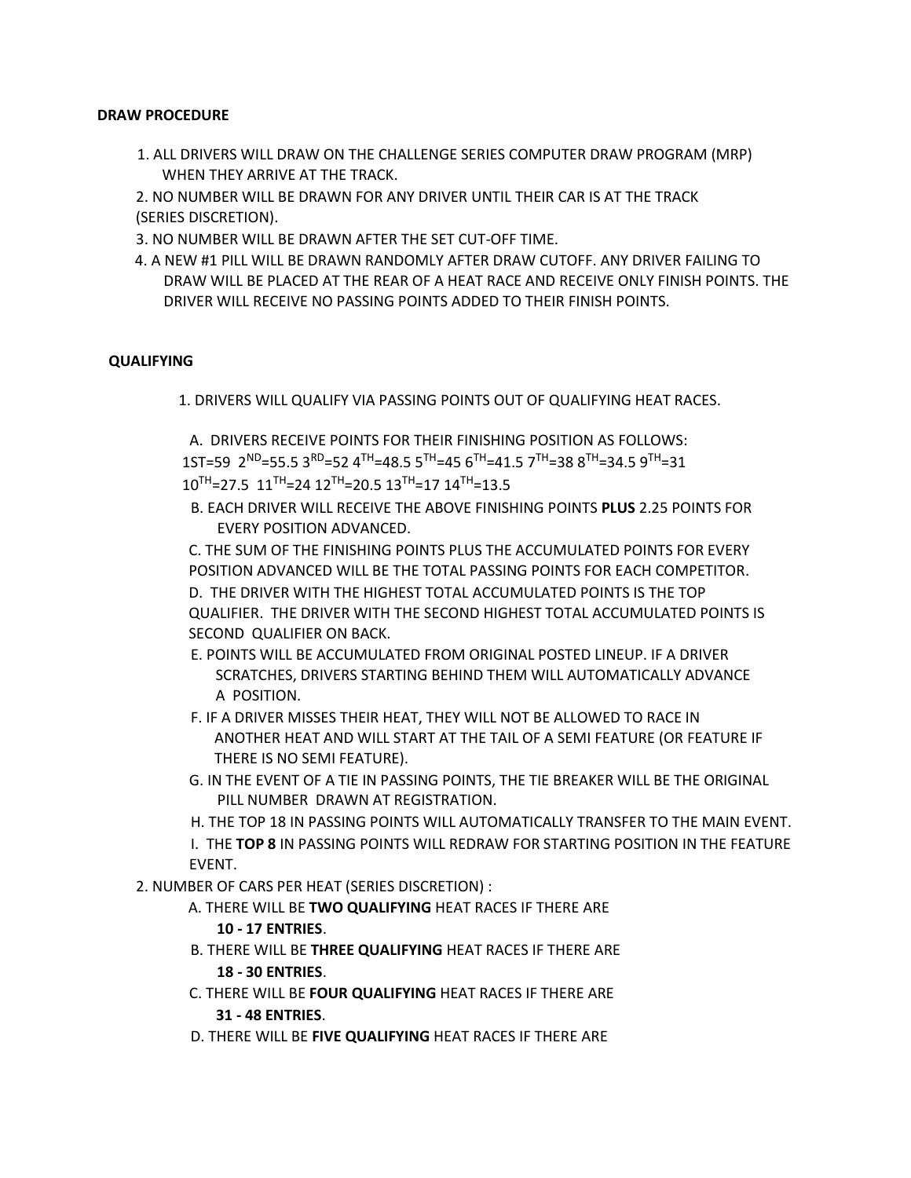**DRAW PROCEDURE**

1. ALL DRIVERS WILL DRAW ON THE CHALLENGE SERIES COMPUTER DRAW PROGRAM (MRP) WHEN THEY ARRIVE AT THE TRACK.
2. NO NUMBER WILL BE DRAWN FOR ANY DRIVER UNTIL THEIR CAR IS AT THE TRACK (SERIES DISCRETION).
3. NO NUMBER WILL BE DRAWN AFTER THE SET CUT-OFF TIME.
4. A NEW #1 PILL WILL BE DRAWN RANDOMLY AFTER DRAW CUTOFF. ANY DRIVER FAILING TO DRAW WILL BE PLACED AT THE REAR OF A HEAT RACE AND RECEIVE ONLY FINISH POINTS. THE DRIVER WILL RECEIVE NO PASSING POINTS ADDED TO THEIR FINISH POINTS.

**QUALIFYING**

1. DRIVERS WILL QUALIFY VIA PASSING POINTS OUT OF QUALIFYING HEAT RACES.

   A. DRIVERS RECEIVE POINTS FOR THEIR FINISHING POSITION AS FOLLOWS:
   1ST=59 2ND=55.5 3RD=52 4TH=48.5 5TH=45 6TH=41.5 7TH=38 8TH=34.5 9TH=31 10TH=27.5 11TH=24 12TH=20.5 13TH=17 14TH=13.5

   B. EACH DRIVER WILL RECEIVE THE ABOVE FINISHING POINTS **PLUS** 2.25 POINTS FOR EVERY POSITION ADVANCED.

   C. THE SUM OF THE FINISHING POINTS PLUS THE ACCUMULATED POINTS FOR EVERY POSITION ADVANCED WILL BE THE TOTAL PASSING POINTS FOR EACH COMPETITOR.

   D. THE DRIVER WITH THE HIGHEST TOTAL ACCUMULATED POINTS IS THE TOP QUALIFIER. THE DRIVER WITH THE SECOND HIGHEST TOTAL ACCUMULATED POINTS IS SECOND QUALIFIER ON BACK.

   E. POINTS WILL BE ACCUMULATED FROM ORIGINAL POSTED LINEUP. IF A DRIVER SCRATCHES, DRIVERS STARTING BEHIND THEM WILL AUTOMATICALLY ADVANCE A POSITION.

   F. IF A DRIVER MISSES THEIR HEAT, THEY WILL NOT BE ALLOWED TO RACE IN ANOTHER HEAT AND WILL START AT THE TAIL OF A SEMI FEATURE (OR FEATURE IF THERE IS NO SEMI FEATURE).

   G. IN THE EVENT OF A TIE IN PASSING POINTS, THE TIE BREAKER WILL BE THE ORIGINAL PILL NUMBER DRAWN AT REGISTRATION.

   H. THE TOP 18 IN PASSING POINTS WILL AUTOMATICALLY TRANSFER TO THE MAIN EVENT.

   I. THE **TOP 8** IN PASSING POINTS WILL REDRAW FOR STARTING POSITION IN THE FEATURE EVENT.

2. NUMBER OF CARS PER HEAT (SERIES DISCRETION) :

   A. THERE WILL BE **TWO QUALIFYING** HEAT RACES IF THERE ARE **10 - 17 ENTRIES**.

   B. THERE WILL BE **THREE QUALIFYING** HEAT RACES IF THERE ARE **18 - 30 ENTRIES**.

   C. THERE WILL BE **FOUR QUALIFYING** HEAT RACES IF THERE ARE **31 - 48 ENTRIES**.

   D. THERE WILL BE **FIVE QUALIFYING** HEAT RACES IF THERE ARE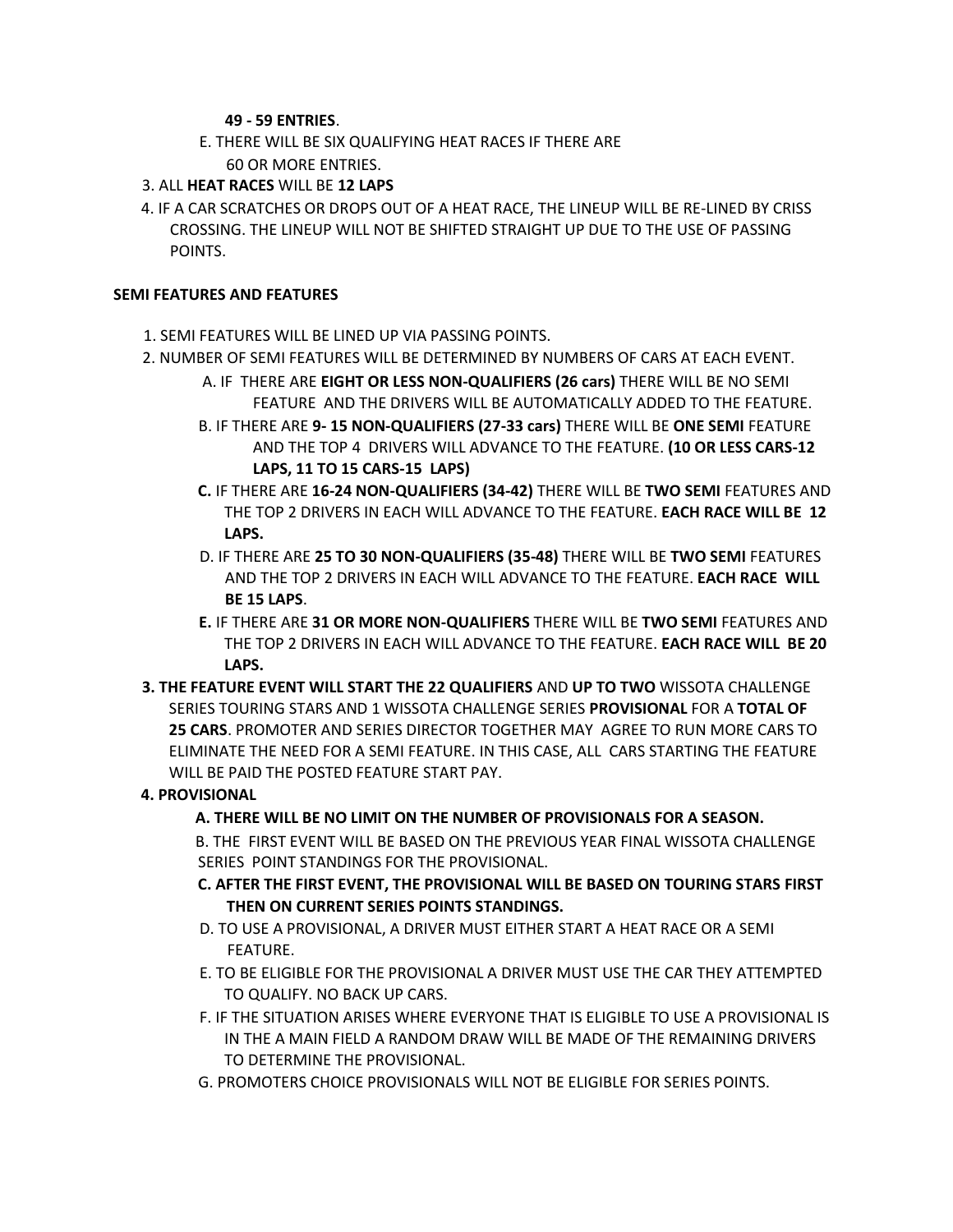**49 - 59 ENTRIES**.

E. THERE WILL BE SIX QUALIFYING HEAT RACES IF THERE ARE 60 OR MORE ENTRIES.

3. ALL **HEAT RACES** WILL BE **12 LAPS**
4. IF A CAR SCRATCHES OR DROPS OUT OF A HEAT RACE, THE LINEUP WILL BE RE-LINED BY CRISS CROSSING. THE LINEUP WILL NOT BE SHIFTED STRAIGHT UP DUE TO THE USE OF PASSING POINTS.

**SEMI FEATURES AND FEATURES**

1. SEMI FEATURES WILL BE LINED UP VIA PASSING POINTS.
2. NUMBER OF SEMI FEATURES WILL BE DETERMINED BY NUMBERS OF CARS AT EACH EVENT.
   - A. IF THERE ARE **EIGHT OR LESS NON-QUALIFIERS (26 cars)** THERE WILL BE NO SEMI FEATURE AND THE DRIVERS WILL BE AUTOMATICALLY ADDED TO THE FEATURE.
   - B. IF THERE ARE **9- 15 NON-QUALIFIERS (27-33 cars)** THERE WILL BE **ONE SEMI** FEATURE AND THE TOP 4 DRIVERS WILL ADVANCE TO THE FEATURE. **(10 OR LESS CARS-12 LAPS, 11 TO 15 CARS-15 LAPS)**
   - **C.** IF THERE ARE **16-24 NON-QUALIFIERS (34-42)** THERE WILL BE **TWO SEMI** FEATURES AND THE TOP 2 DRIVERS IN EACH WILL ADVANCE TO THE FEATURE. **EACH RACE WILL BE 12 LAPS.**
   - D. IF THERE ARE **25 TO 30 NON-QUALIFIERS (35-48)** THERE WILL BE **TWO SEMI** FEATURES AND THE TOP 2 DRIVERS IN EACH WILL ADVANCE TO THE FEATURE. **EACH RACE WILL BE 15 LAPS**.
   - **E.** IF THERE ARE **31 OR MORE NON-QUALIFIERS** THERE WILL BE **TWO SEMI** FEATURES AND THE TOP 2 DRIVERS IN EACH WILL ADVANCE TO THE FEATURE. **EACH RACE WILL BE 20 LAPS.**
3. **THE FEATURE EVENT WILL START THE 22 QUALIFIERS** AND **UP TO TWO** WISSOTA CHALLENGE SERIES TOURING STARS AND 1 WISSOTA CHALLENGE SERIES **PROVISIONAL** FOR A **TOTAL OF 25 CARS**. PROMOTER AND SERIES DIRECTOR TOGETHER MAY AGREE TO RUN MORE CARS TO ELIMINATE THE NEED FOR A SEMI FEATURE. IN THIS CASE, ALL CARS STARTING THE FEATURE WILL BE PAID THE POSTED FEATURE START PAY.
4. **PROVISIONAL**
   - **A. THERE WILL BE NO LIMIT ON THE NUMBER OF PROVISIONALS FOR A SEASON.**
   - B. THE FIRST EVENT WILL BE BASED ON THE PREVIOUS YEAR FINAL WISSOTA CHALLENGE SERIES POINT STANDINGS FOR THE PROVISIONAL.
   - **C. AFTER THE FIRST EVENT, THE PROVISIONAL WILL BE BASED ON TOURING STARS FIRST THEN ON CURRENT SERIES POINTS STANDINGS.**
   - D. TO USE A PROVISIONAL, A DRIVER MUST EITHER START A HEAT RACE OR A SEMI FEATURE.
   - E. TO BE ELIGIBLE FOR THE PROVISIONAL A DRIVER MUST USE THE CAR THEY ATTEMPTED TO QUALIFY. NO BACK UP CARS.
   - F. IF THE SITUATION ARISES WHERE EVERYONE THAT IS ELIGIBLE TO USE A PROVISIONAL IS IN THE A MAIN FIELD A RANDOM DRAW WILL BE MADE OF THE REMAINING DRIVERS TO DETERMINE THE PROVISIONAL.
   - G. PROMOTERS CHOICE PROVISIONALS WILL NOT BE ELIGIBLE FOR SERIES POINTS.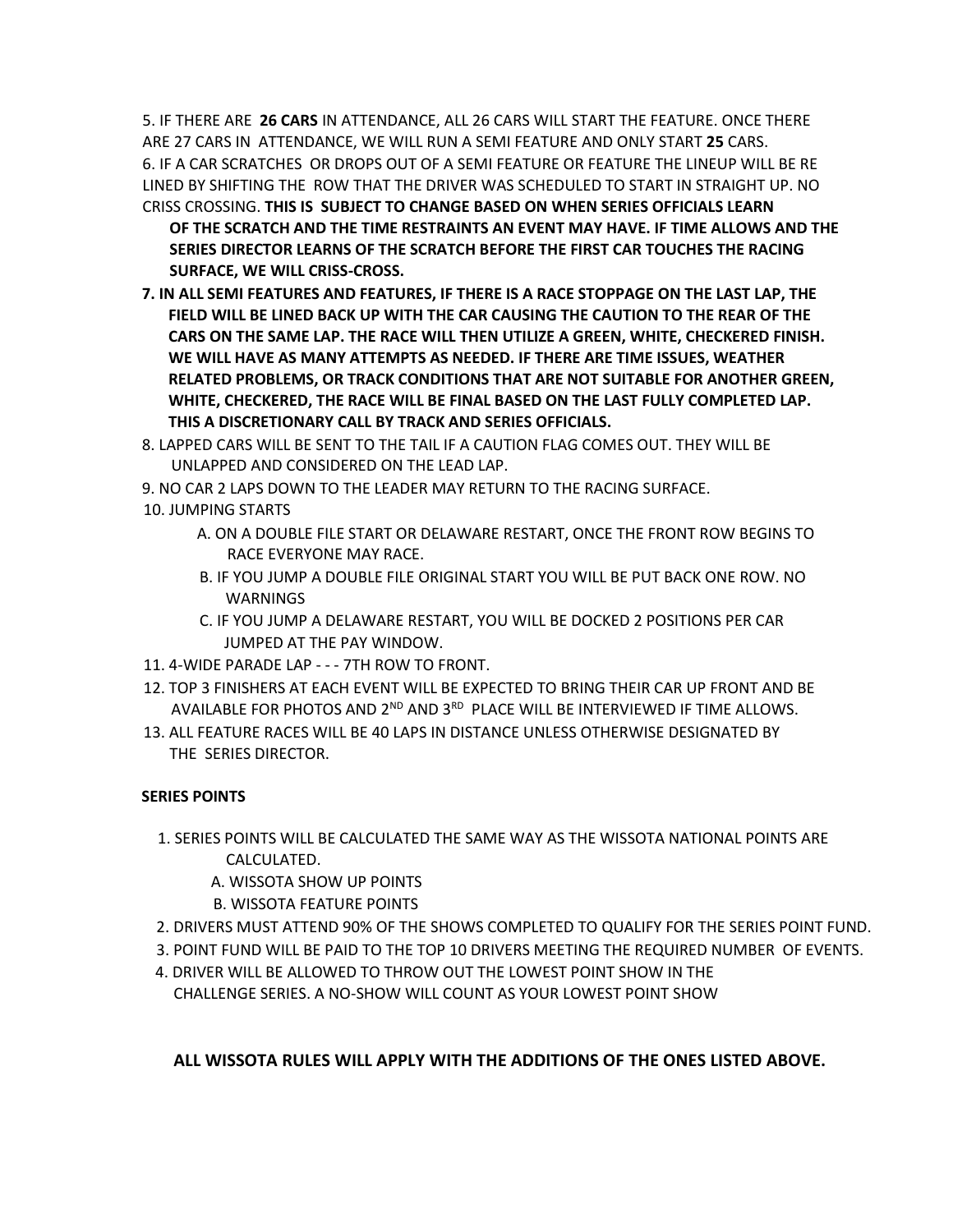5. IF THERE ARE **26 CARS** IN ATTENDANCE, ALL 26 CARS WILL START THE FEATURE. ONCE THERE ARE 27 CARS IN ATTENDANCE, WE WILL RUN A SEMI FEATURE AND ONLY START **25** CARS.

6. IF A CAR SCRATCHES OR DROPS OUT OF A SEMI FEATURE OR FEATURE THE LINEUP WILL BE RE LINED BY SHIFTING THE ROW THAT THE DRIVER WAS SCHEDULED TO START IN STRAIGHT UP. NO CRISS CROSSING. **THIS IS SUBJECT TO CHANGE BASED ON WHEN SERIES OFFICIALS LEARN OF THE SCRATCH AND THE TIME RESTRAINTS AN EVENT MAY HAVE. IF TIME ALLOWS AND THE SERIES DIRECTOR LEARNS OF THE SCRATCH BEFORE THE FIRST CAR TOUCHES THE RACING SURFACE, WE WILL CRISS-CROSS.**

**7. IN ALL SEMI FEATURES AND FEATURES, IF THERE IS A RACE STOPPAGE ON THE LAST LAP, THE FIELD WILL BE LINED BACK UP WITH THE CAR CAUSING THE CAUTION TO THE REAR OF THE CARS ON THE SAME LAP. THE RACE WILL THEN UTILIZE A GREEN, WHITE, CHECKERED FINISH. WE WILL HAVE AS MANY ATTEMPTS AS NEEDED. IF THERE ARE TIME ISSUES, WEATHER RELATED PROBLEMS, OR TRACK CONDITIONS THAT ARE NOT SUITABLE FOR ANOTHER GREEN, WHITE, CHECKERED, THE RACE WILL BE FINAL BASED ON THE LAST FULLY COMPLETED LAP. THIS A DISCRETIONARY CALL BY TRACK AND SERIES OFFICIALS.**

8. LAPPED CARS WILL BE SENT TO THE TAIL IF A CAUTION FLAG COMES OUT. THEY WILL BE UNLAPPED AND CONSIDERED ON THE LEAD LAP.

9. NO CAR 2 LAPS DOWN TO THE LEADER MAY RETURN TO THE RACING SURFACE.

10. JUMPING STARTS
    - A. ON A DOUBLE FILE START OR DELAWARE RESTART, ONCE THE FRONT ROW BEGINS TO RACE EVERYONE MAY RACE.
    - B. IF YOU JUMP A DOUBLE FILE ORIGINAL START YOU WILL BE PUT BACK ONE ROW. NO WARNINGS
    - C. IF YOU JUMP A DELAWARE RESTART, YOU WILL BE DOCKED 2 POSITIONS PER CAR JUMPED AT THE PAY WINDOW.

11. 4-WIDE PARADE LAP - - - 7TH ROW TO FRONT.

12. TOP 3 FINISHERS AT EACH EVENT WILL BE EXPECTED TO BRING THEIR CAR UP FRONT AND BE AVAILABLE FOR PHOTOS AND 2ND AND 3RD PLACE WILL BE INTERVIEWED IF TIME ALLOWS.

13. ALL FEATURE RACES WILL BE 40 LAPS IN DISTANCE UNLESS OTHERWISE DESIGNATED BY THE SERIES DIRECTOR.

**SERIES POINTS**

1. SERIES POINTS WILL BE CALCULATED THE SAME WAY AS THE WISSOTA NATIONAL POINTS ARE CALCULATED.
    - A. WISSOTA SHOW UP POINTS
    - B. WISSOTA FEATURE POINTS
2. DRIVERS MUST ATTEND 90% OF THE SHOWS COMPLETED TO QUALIFY FOR THE SERIES POINT FUND.
3. POINT FUND WILL BE PAID TO THE TOP 10 DRIVERS MEETING THE REQUIRED NUMBER OF EVENTS.
4. DRIVER WILL BE ALLOWED TO THROW OUT THE LOWEST POINT SHOW IN THE CHALLENGE SERIES. A NO-SHOW WILL COUNT AS YOUR LOWEST POINT SHOW

**ALL WISSOTA RULES WILL APPLY WITH THE ADDITIONS OF THE ONES LISTED ABOVE.**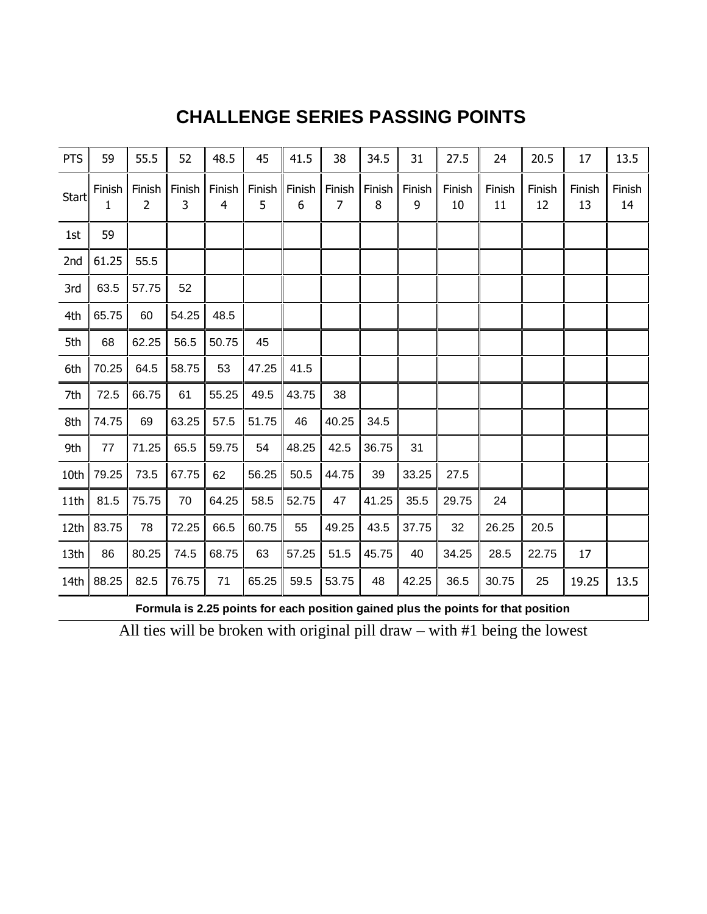# CHALLENGE SERIES PASSING POINTS

| PTS | 59 | 55.5 | 52 | 48.5 | 45 | 41.5 | 38 | 34.5 | 31 | 27.5 | 24 | 20.5 | 17 | 13.5 |
|---|---|---|---|---|---|---|---|---|---|---|---|---|---|---|
| Start | Finish 1 | Finish 2 | Finish 3 | Finish 4 | Finish 5 | Finish 6 | Finish 7 | Finish 8 | Finish 9 | Finish 10 | Finish 11 | Finish 12 | Finish 13 | Finish 14 |
| 1st | 59 | | | | | | | | | | | | | |
| 2nd | 61.25 | 55.5 | | | | | | | | | | | | |
| 3rd | 63.5 | 57.75 | 52 | | | | | | | | | | | |
| 4th | 65.75 | 60 | 54.25 | 48.5 | | | | | | | | | | |
| 5th | 68 | 62.25 | 56.5 | 50.75 | 45 | | | | | | | | | |
| 6th | 70.25 | 64.5 | 58.75 | 53 | 47.25 | 41.5 | | | | | | | | |
| 7th | 72.5 | 66.75 | 61 | 55.25 | 49.5 | 43.75 | 38 | | | | | | | |
| 8th | 74.75 | 69 | 63.25 | 57.5 | 51.75 | 46 | 40.25 | 34.5 | | | | | | |
| 9th | 77 | 71.25 | 65.5 | 59.75 | 54 | 48.25 | 42.5 | 36.75 | 31 | | | | | |
| 10th | 79.25 | 73.5 | 67.75 | 62 | 56.25 | 50.5 | 44.75 | 39 | 33.25 | 27.5 | | | | |
| 11th | 81.5 | 75.75 | 70 | 64.25 | 58.5 | 52.75 | 47 | 41.25 | 35.5 | 29.75 | 24 | | | |
| 12th | 83.75 | 78 | 72.25 | 66.5 | 60.75 | 55 | 49.25 | 43.5 | 37.75 | 32 | 26.25 | 20.5 | | |
| 13th | 86 | 80.25 | 74.5 | 68.75 | 63 | 57.25 | 51.5 | 45.75 | 40 | 34.25 | 28.5 | 22.75 | 17 | |
| 14th | 88.25 | 82.5 | 76.75 | 71 | 65.25 | 59.5 | 53.75 | 48 | 42.25 | 36.5 | 30.75 | 25 | 19.25 | 13.5 |

**Formula is 2.25 points for each position gained plus the points for that position**

All ties will be broken with original pill draw – with #1 being the lowest